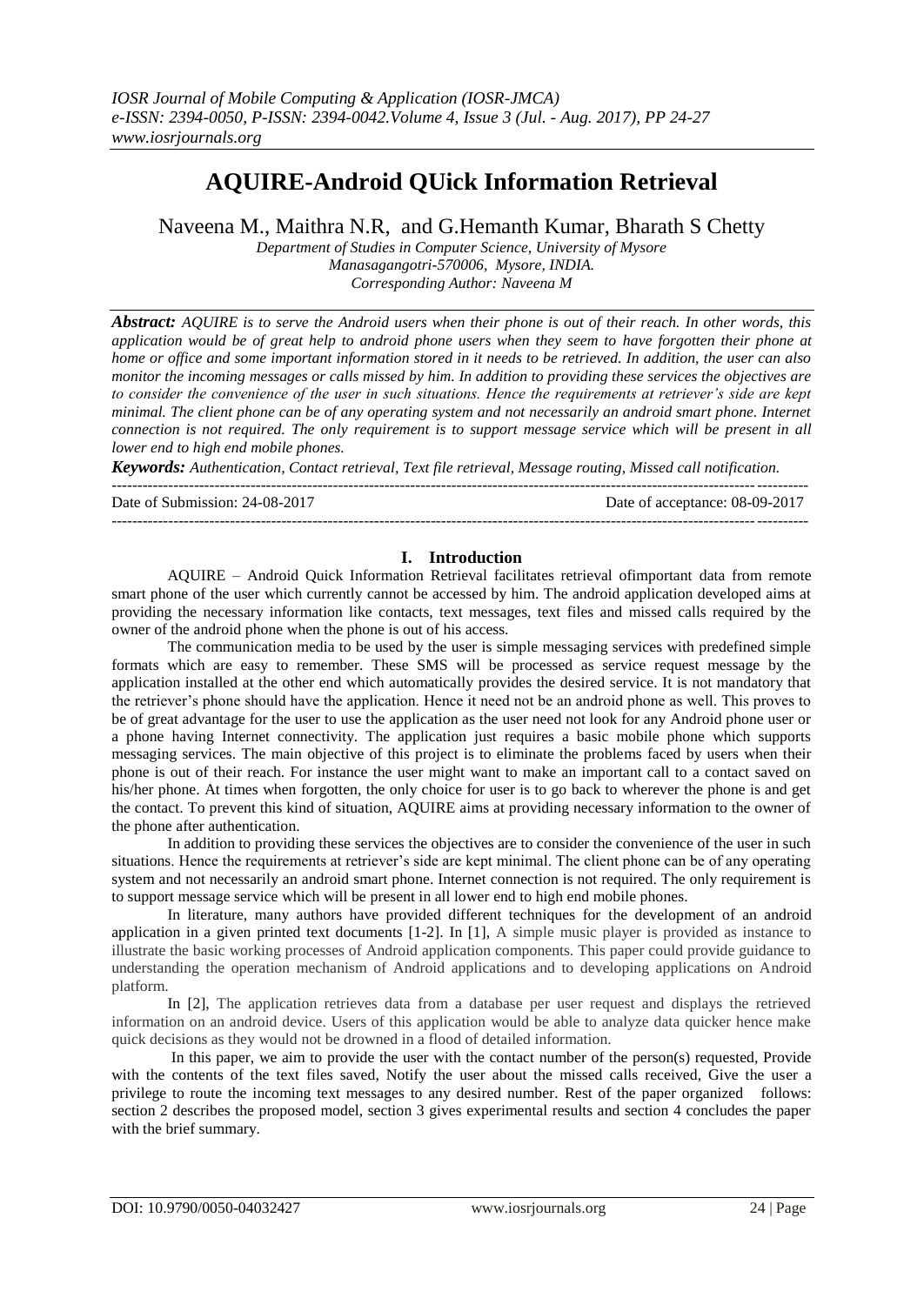# AQUIRE-Android QUick Information Retrieval

Naveena M., Maithra N.R, and G.Hemanth Kumar, Bharath S Chetty

*Department of Studies in Computer Science, University of Mysore*
*Manasagangotri-570006, Mysore, INDIA.*
*Corresponding Author: Naveena M*

***Abstract:*** *AQUIRE is to serve the Android users when their phone is out of their reach. In other words, this application would be of great help to android phone users when they seem to have forgotten their phone at home or office and some important information stored in it needs to be retrieved. In addition, the user can also monitor the incoming messages or calls missed by him. In addition to providing these services the objectives are to consider the convenience of the user in such situations. Hence the requirements at retriever's side are kept minimal. The client phone can be of any operating system and not necessarily an android smart phone. Internet connection is not required. The only requirement is to support message service which will be present in all lower end to high end mobile phones.*

***Keywords:*** *Authentication, Contact retrieval, Text file retrieval, Message routing, Missed call notification.*

---

Date of Submission: 24-08-2017 Date of acceptance: 08-09-2017

---

## I. Introduction

AQUIRE – Android Quick Information Retrieval facilitates retrieval ofimportant data from remote smart phone of the user which currently cannot be accessed by him. The android application developed aims at providing the necessary information like contacts, text messages, text files and missed calls required by the owner of the android phone when the phone is out of his access.

The communication media to be used by the user is simple messaging services with predefined simple formats which are easy to remember. These SMS will be processed as service request message by the application installed at the other end which automatically provides the desired service. It is not mandatory that the retriever's phone should have the application. Hence it need not be an android phone as well. This proves to be of great advantage for the user to use the application as the user need not look for any Android phone user or a phone having Internet connectivity. The application just requires a basic mobile phone which supports messaging services. The main objective of this project is to eliminate the problems faced by users when their phone is out of their reach. For instance the user might want to make an important call to a contact saved on his/her phone. At times when forgotten, the only choice for user is to go back to wherever the phone is and get the contact. To prevent this kind of situation, AQUIRE aims at providing necessary information to the owner of the phone after authentication.

In addition to providing these services the objectives are to consider the convenience of the user in such situations. Hence the requirements at retriever's side are kept minimal. The client phone can be of any operating system and not necessarily an android smart phone. Internet connection is not required. The only requirement is to support message service which will be present in all lower end to high end mobile phones.

In literature, many authors have provided different techniques for the development of an android application in a given printed text documents [1-2]. In [1], A simple music player is provided as instance to illustrate the basic working processes of Android application components. This paper could provide guidance to understanding the operation mechanism of Android applications and to developing applications on Android platform.

In [2], The application retrieves data from a database per user request and displays the retrieved information on an android device. Users of this application would be able to analyze data quicker hence make quick decisions as they would not be drowned in a flood of detailed information.

In this paper, we aim to provide the user with the contact number of the person(s) requested, Provide with the contents of the text files saved, Notify the user about the missed calls received, Give the user a privilege to route the incoming text messages to any desired number. Rest of the paper organized follows: section 2 describes the proposed model, section 3 gives experimental results and section 4 concludes the paper with the brief summary.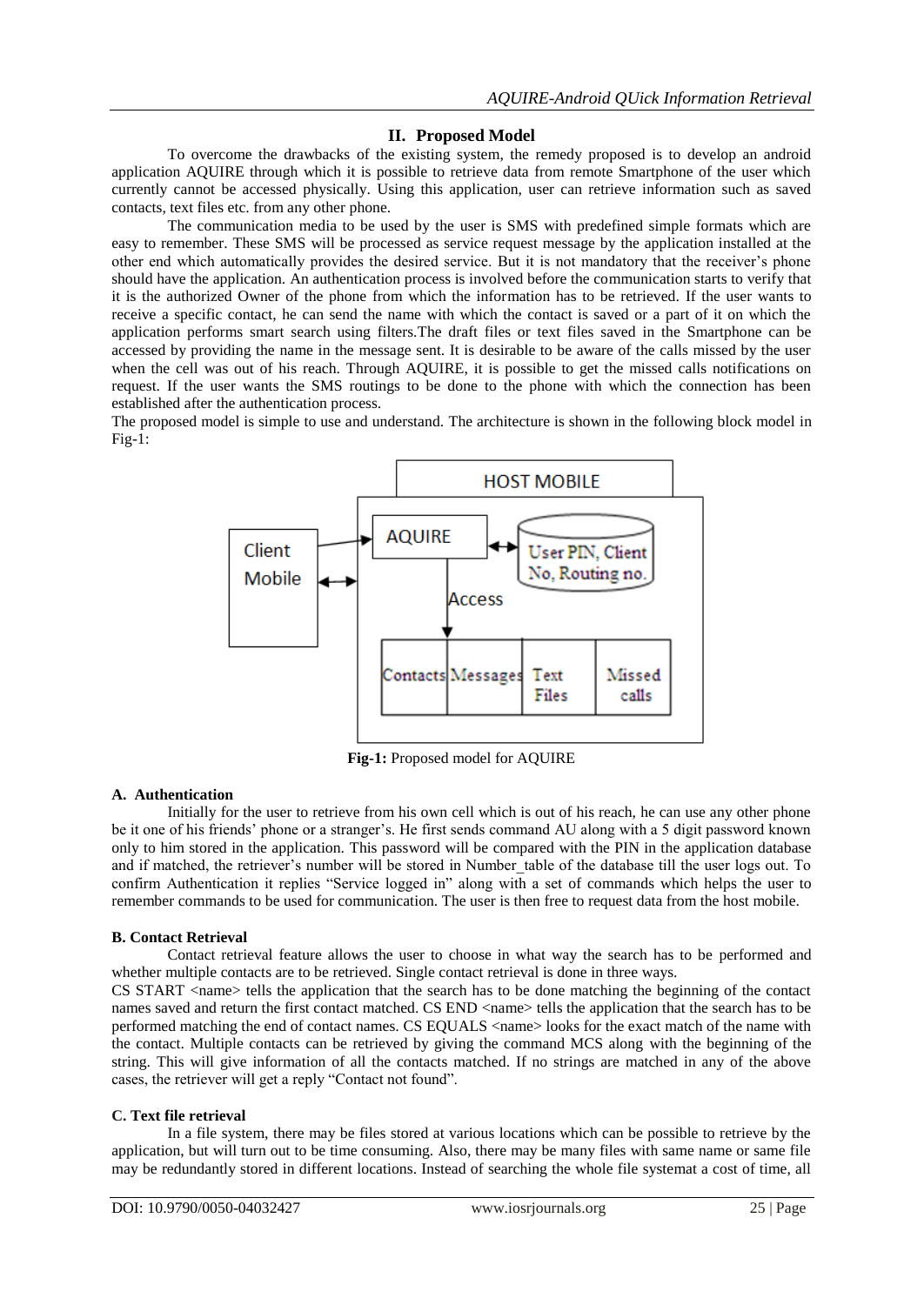## II. Proposed Model

To overcome the drawbacks of the existing system, the remedy proposed is to develop an android application AQUIRE through which it is possible to retrieve data from remote Smartphone of the user which currently cannot be accessed physically. Using this application, user can retrieve information such as saved contacts, text files etc. from any other phone.

The communication media to be used by the user is SMS with predefined simple formats which are easy to remember. These SMS will be processed as service request message by the application installed at the other end which automatically provides the desired service. But it is not mandatory that the receiver's phone should have the application. An authentication process is involved before the communication starts to verify that it is the authorized Owner of the phone from which the information has to be retrieved. If the user wants to receive a specific contact, he can send the name with which the contact is saved or a part of it on which the application performs smart search using filters.The draft files or text files saved in the Smartphone can be accessed by providing the name in the message sent. It is desirable to be aware of the calls missed by the user when the cell was out of his reach. Through AQUIRE, it is possible to get the missed calls notifications on request. If the user wants the SMS routings to be done to the phone with which the connection has been established after the authentication process.

The proposed model is simple to use and understand. The architecture is shown in the following block model in Fig-1:

**Fig-1:** Proposed model for AQUIRE

### A. Authentication

Initially for the user to retrieve from his own cell which is out of his reach, he can use any other phone be it one of his friends' phone or a stranger's. He first sends command AU along with a 5 digit password known only to him stored in the application. This password will be compared with the PIN in the application database and if matched, the retriever's number will be stored in Number_table of the database till the user logs out. To confirm Authentication it replies "Service logged in" along with a set of commands which helps the user to remember commands to be used for communication. The user is then free to request data from the host mobile.

### B. Contact Retrieval

Contact retrieval feature allows the user to choose in what way the search has to be performed and whether multiple contacts are to be retrieved. Single contact retrieval is done in three ways.

CS START <name> tells the application that the search has to be done matching the beginning of the contact names saved and return the first contact matched. CS END <name> tells the application that the search has to be performed matching the end of contact names. CS EQUALS <name> looks for the exact match of the name with the contact. Multiple contacts can be retrieved by giving the command MCS along with the beginning of the string. This will give information of all the contacts matched. If no strings are matched in any of the above cases, the retriever will get a reply "Contact not found".

### C. Text file retrieval

In a file system, there may be files stored at various locations which can be possible to retrieve by the application, but will turn out to be time consuming. Also, there may be many files with same name or same file may be redundantly stored in different locations. Instead of searching the whole file systemat a cost of time, all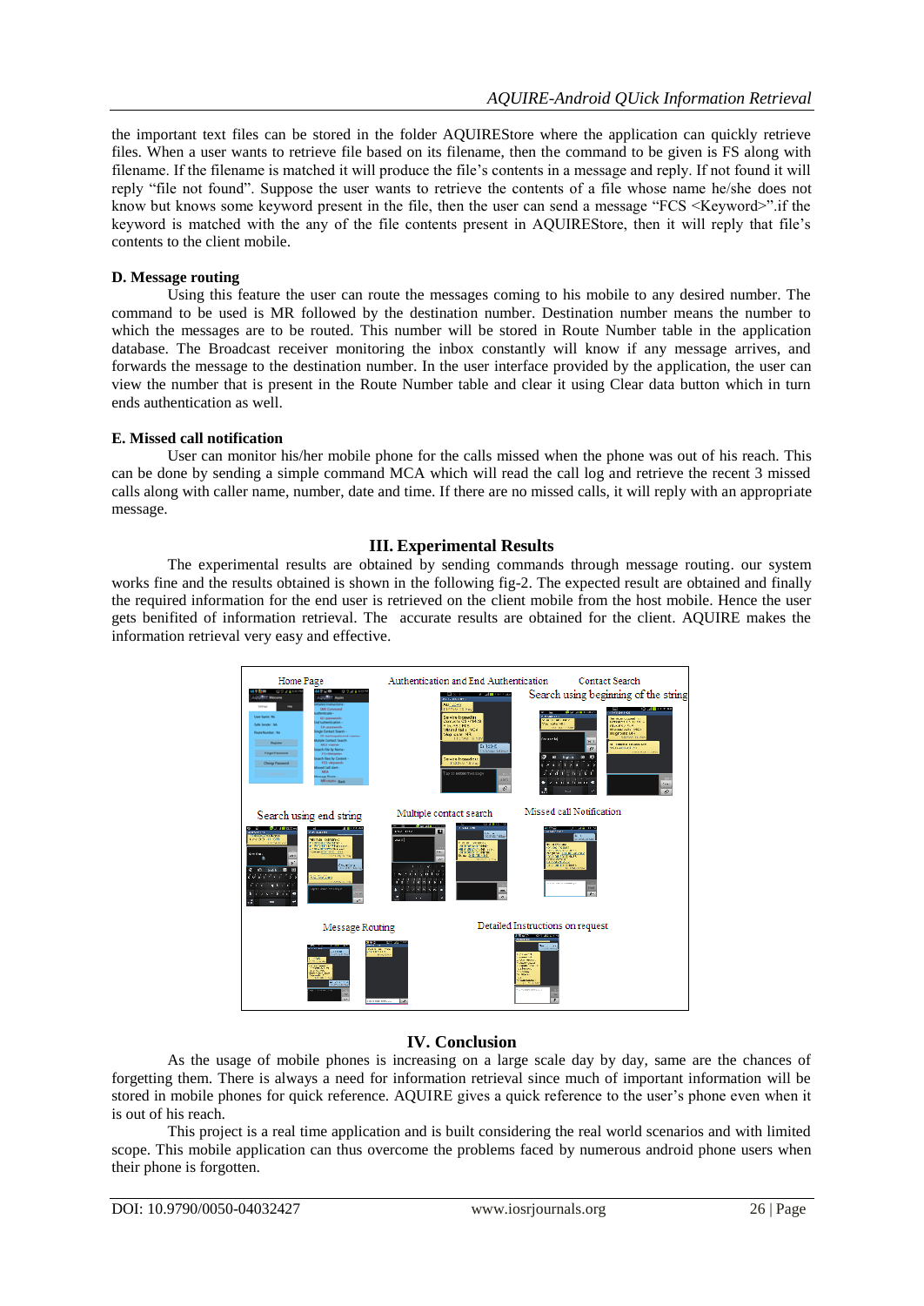the important text files can be stored in the folder AQUIREStore where the application can quickly retrieve files. When a user wants to retrieve file based on its filename, then the command to be given is FS along with filename. If the filename is matched it will produce the file's contents in a message and reply. If not found it will reply "file not found". Suppose the user wants to retrieve the contents of a file whose name he/she does not know but knows some keyword present in the file, then the user can send a message "FCS <Keyword>".if the keyword is matched with the any of the file contents present in AQUIREStore, then it will reply that file's contents to the client mobile.

### D. Message routing

Using this feature the user can route the messages coming to his mobile to any desired number. The command to be used is MR followed by the destination number. Destination number means the number to which the messages are to be routed. This number will be stored in Route Number table in the application database. The Broadcast receiver monitoring the inbox constantly will know if any message arrives, and forwards the message to the destination number. In the user interface provided by the application, the user can view the number that is present in the Route Number table and clear it using Clear data button which in turn ends authentication as well.

### E. Missed call notification

User can monitor his/her mobile phone for the calls missed when the phone was out of his reach. This can be done by sending a simple command MCA which will read the call log and retrieve the recent 3 missed calls along with caller name, number, date and time. If there are no missed calls, it will reply with an appropriate message.

## III. Experimental Results

The experimental results are obtained by sending commands through message routing. our system works fine and the results obtained is shown in the following fig-2. The expected result are obtained and finally the required information for the end user is retrieved on the client mobile from the host mobile. Hence the user gets benifited of information retrieval. The accurate results are obtained for the client. AQUIRE makes the information retrieval very easy and effective.

Home Page | Authentication and End Authentication | Contact Search | Search using beginning of the string | Search using end string | Multiple contact search | Missed call Notification | Message Routing | Detailed Instructions on request

## IV. Conclusion

As the usage of mobile phones is increasing on a large scale day by day, same are the chances of forgetting them. There is always a need for information retrieval since much of important information will be stored in mobile phones for quick reference. AQUIRE gives a quick reference to the user's phone even when it is out of his reach.

This project is a real time application and is built considering the real world scenarios and with limited scope. This mobile application can thus overcome the problems faced by numerous android phone users when their phone is forgotten.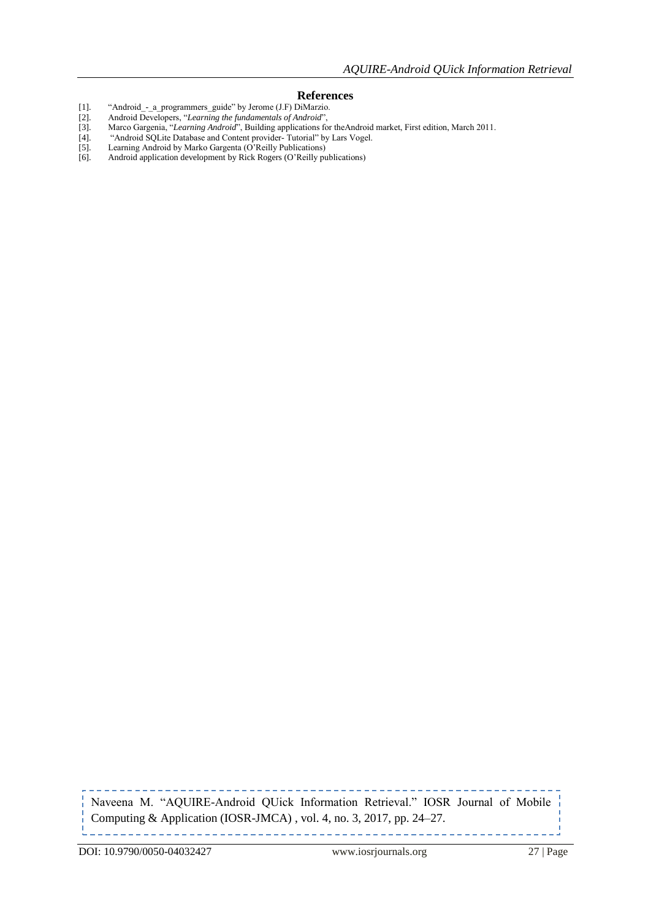## References

[1]. "Android_-_a_programmers_guide" by Jerome (J.F) DiMarzio.
[2]. Android Developers, "*Learning the fundamentals of Android*",
[3]. Marco Gargenia, "*Learning Android*", Building applications for theAndroid market, First edition, March 2011.
[4]. "Android SQLite Database and Content provider- Tutorial" by Lars Vogel.
[5]. Learning Android by Marko Gargenta (O'Reilly Publications)
[6]. Android application development by Rick Rogers (O'Reilly publications)

Naveena M. "AQUIRE-Android QUick Information Retrieval." IOSR Journal of Mobile Computing & Application (IOSR-JMCA) , vol. 4, no. 3, 2017, pp. 24–27.